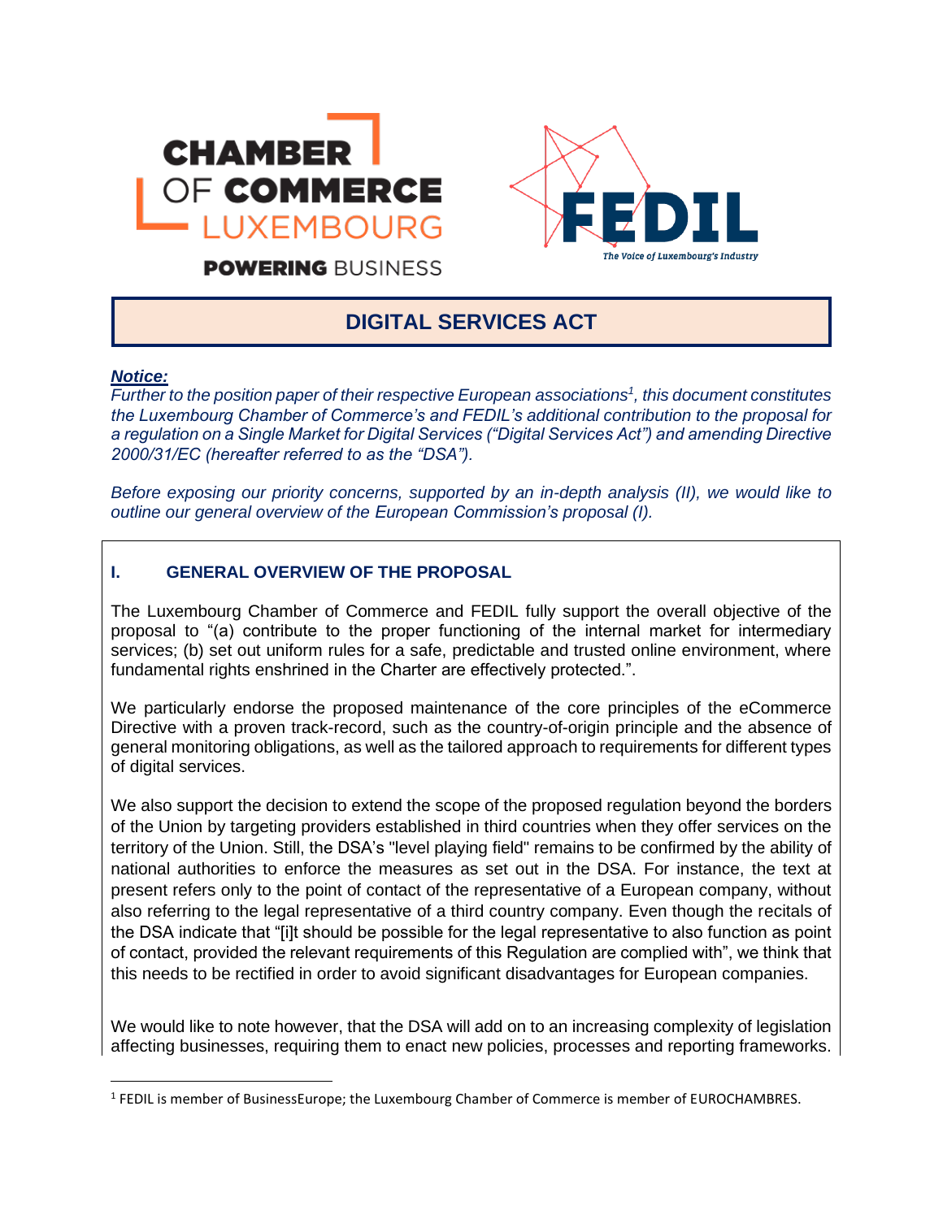CHAMBER OF COMMERCE LUXEMBOURG

POWERING BUSINESS

FEDIL

The Voice of Luxembourg's Industry

# DIGITAL SERVICES ACT

***Notice:***

*Further to the position paper of their respective European associations[1], this document constitutes the Luxembourg Chamber of Commerce's and FEDIL's additional contribution to the proposal for a regulation on a Single Market for Digital Services ("Digital Services Act") and amending Directive 2000/31/EC (hereafter referred to as the "DSA").*

*Before exposing our priority concerns, supported by an in-depth analysis (II), we would like to outline our general overview of the European Commission's proposal (I).*

## I. GENERAL OVERVIEW OF THE PROPOSAL

The Luxembourg Chamber of Commerce and FEDIL fully support the overall objective of the proposal to "(a) contribute to the proper functioning of the internal market for intermediary services; (b) set out uniform rules for a safe, predictable and trusted online environment, where fundamental rights enshrined in the Charter are effectively protected.".

We particularly endorse the proposed maintenance of the core principles of the eCommerce Directive with a proven track-record, such as the country-of-origin principle and the absence of general monitoring obligations, as well as the tailored approach to requirements for different types of digital services.

We also support the decision to extend the scope of the proposed regulation beyond the borders of the Union by targeting providers established in third countries when they offer services on the territory of the Union. Still, the DSA's "level playing field" remains to be confirmed by the ability of national authorities to enforce the measures as set out in the DSA. For instance, the text at present refers only to the point of contact of the representative of a European company, without also referring to the legal representative of a third country company. Even though the recitals of the DSA indicate that "[i]t should be possible for the legal representative to also function as point of contact, provided the relevant requirements of this Regulation are complied with", we think that this needs to be rectified in order to avoid significant disadvantages for European companies.

We would like to note however, that the DSA will add on to an increasing complexity of legislation affecting businesses, requiring them to enact new policies, processes and reporting frameworks.

[1] FEDIL is member of BusinessEurope; the Luxembourg Chamber of Commerce is member of EUROCHAMBRES.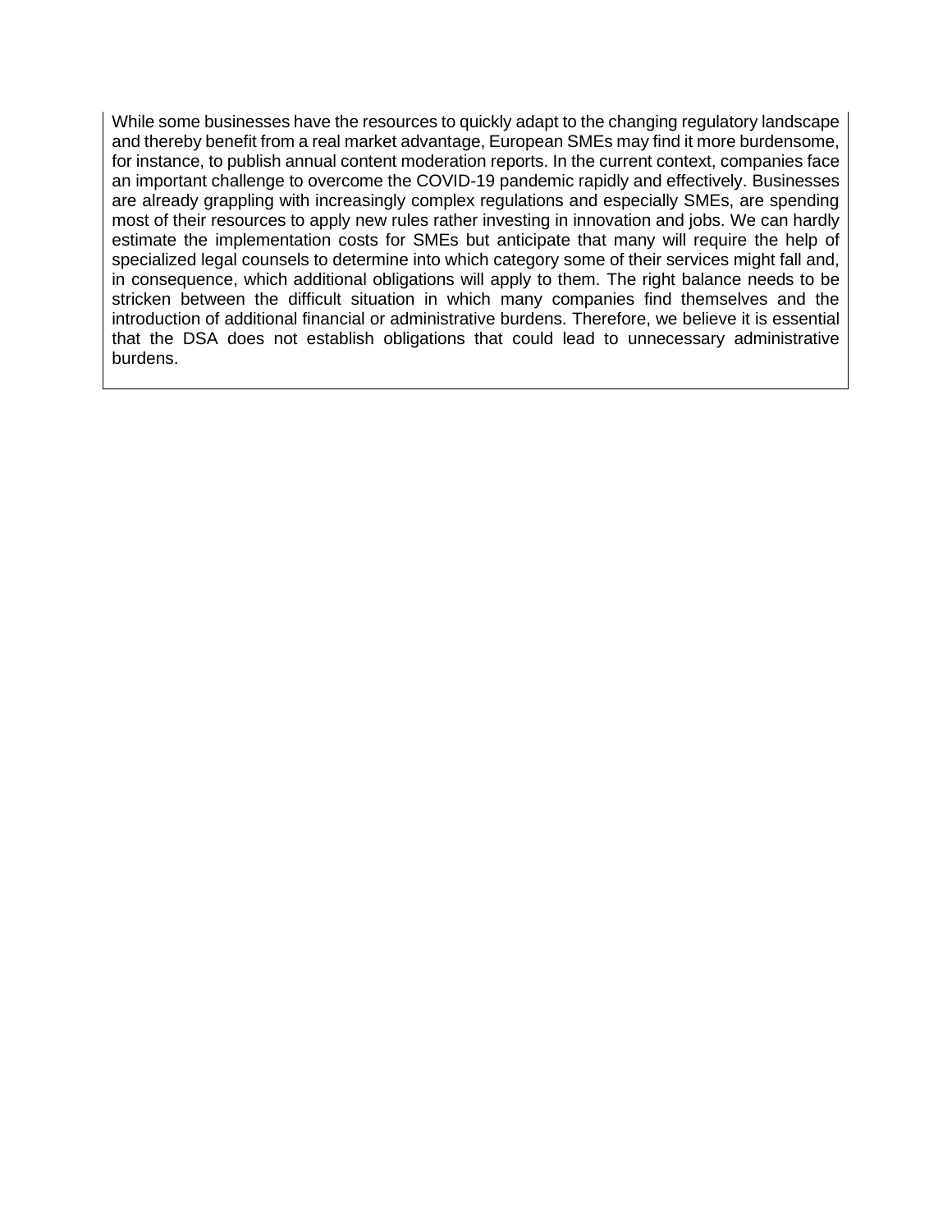While some businesses have the resources to quickly adapt to the changing regulatory landscape and thereby benefit from a real market advantage, European SMEs may find it more burdensome, for instance, to publish annual content moderation reports. In the current context, companies face an important challenge to overcome the COVID-19 pandemic rapidly and effectively. Businesses are already grappling with increasingly complex regulations and especially SMEs, are spending most of their resources to apply new rules rather investing in innovation and jobs. We can hardly estimate the implementation costs for SMEs but anticipate that many will require the help of specialized legal counsels to determine into which category some of their services might fall and, in consequence, which additional obligations will apply to them. The right balance needs to be stricken between the difficult situation in which many companies find themselves and the introduction of additional financial or administrative burdens. Therefore, we believe it is essential that the DSA does not establish obligations that could lead to unnecessary administrative burdens.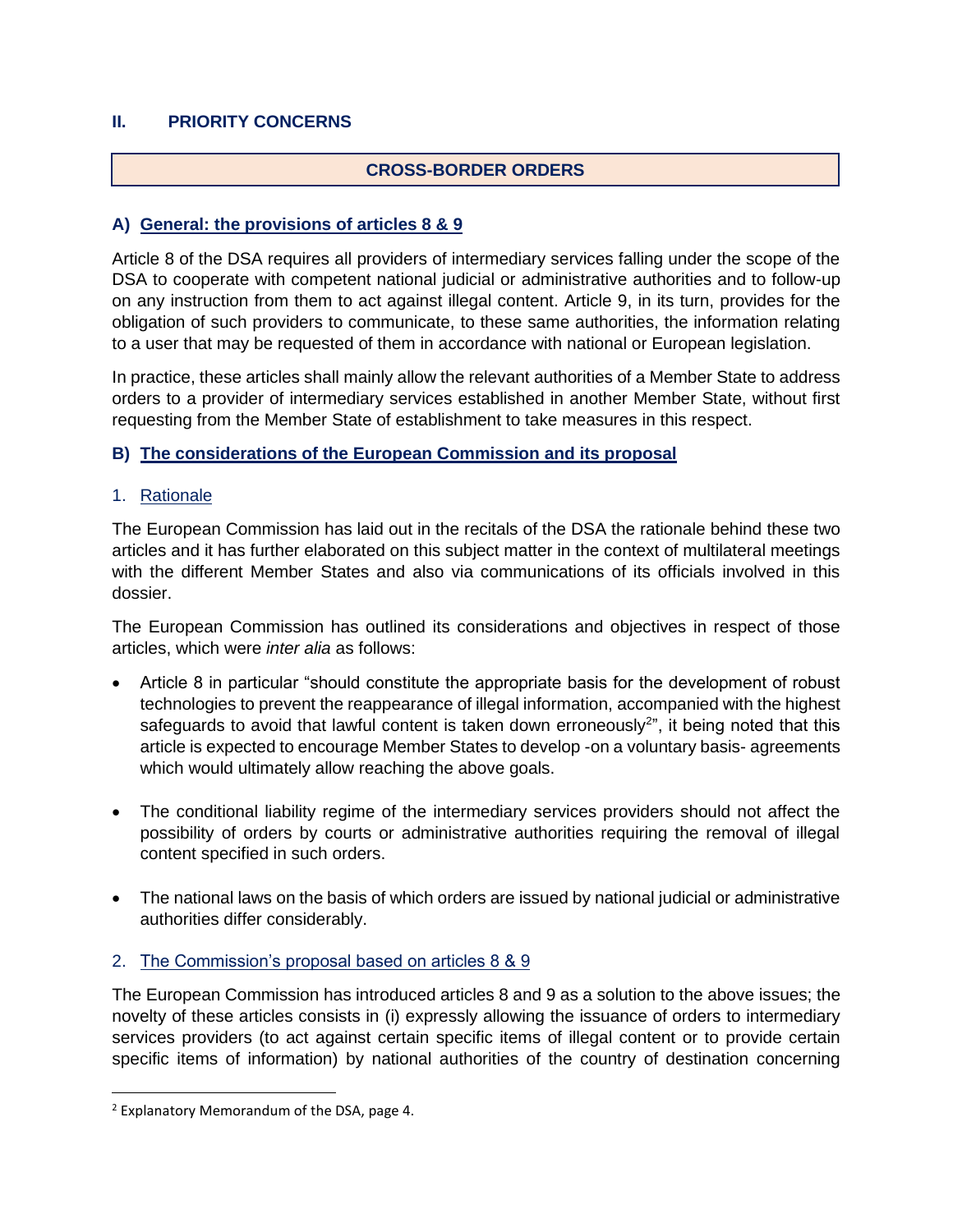## II. PRIORITY CONCERNS

### CROSS-BORDER ORDERS

#### A) General: the provisions of articles 8 & 9

Article 8 of the DSA requires all providers of intermediary services falling under the scope of the DSA to cooperate with competent national judicial or administrative authorities and to follow-up on any instruction from them to act against illegal content. Article 9, in its turn, provides for the obligation of such providers to communicate, to these same authorities, the information relating to a user that may be requested of them in accordance with national or European legislation.

In practice, these articles shall mainly allow the relevant authorities of a Member State to address orders to a provider of intermediary services established in another Member State, without first requesting from the Member State of establishment to take measures in this respect.

#### B) The considerations of the European Commission and its proposal

##### 1. Rationale

The European Commission has laid out in the recitals of the DSA the rationale behind these two articles and it has further elaborated on this subject matter in the context of multilateral meetings with the different Member States and also via communications of its officials involved in this dossier.

The European Commission has outlined its considerations and objectives in respect of those articles, which were *inter alia* as follows:

- Article 8 in particular "should constitute the appropriate basis for the development of robust technologies to prevent the reappearance of illegal information, accompanied with the highest safeguards to avoid that lawful content is taken down erroneously[2]", it being noted that this article is expected to encourage Member States to develop -on a voluntary basis- agreements which would ultimately allow reaching the above goals.

- The conditional liability regime of the intermediary services providers should not affect the possibility of orders by courts or administrative authorities requiring the removal of illegal content specified in such orders.

- The national laws on the basis of which orders are issued by national judicial or administrative authorities differ considerably.

##### 2. The Commission's proposal based on articles 8 & 9

The European Commission has introduced articles 8 and 9 as a solution to the above issues; the novelty of these articles consists in (i) expressly allowing the issuance of orders to intermediary services providers (to act against certain specific items of illegal content or to provide certain specific items of information) by national authorities of the country of destination concerning

---

[2] Explanatory Memorandum of the DSA, page 4.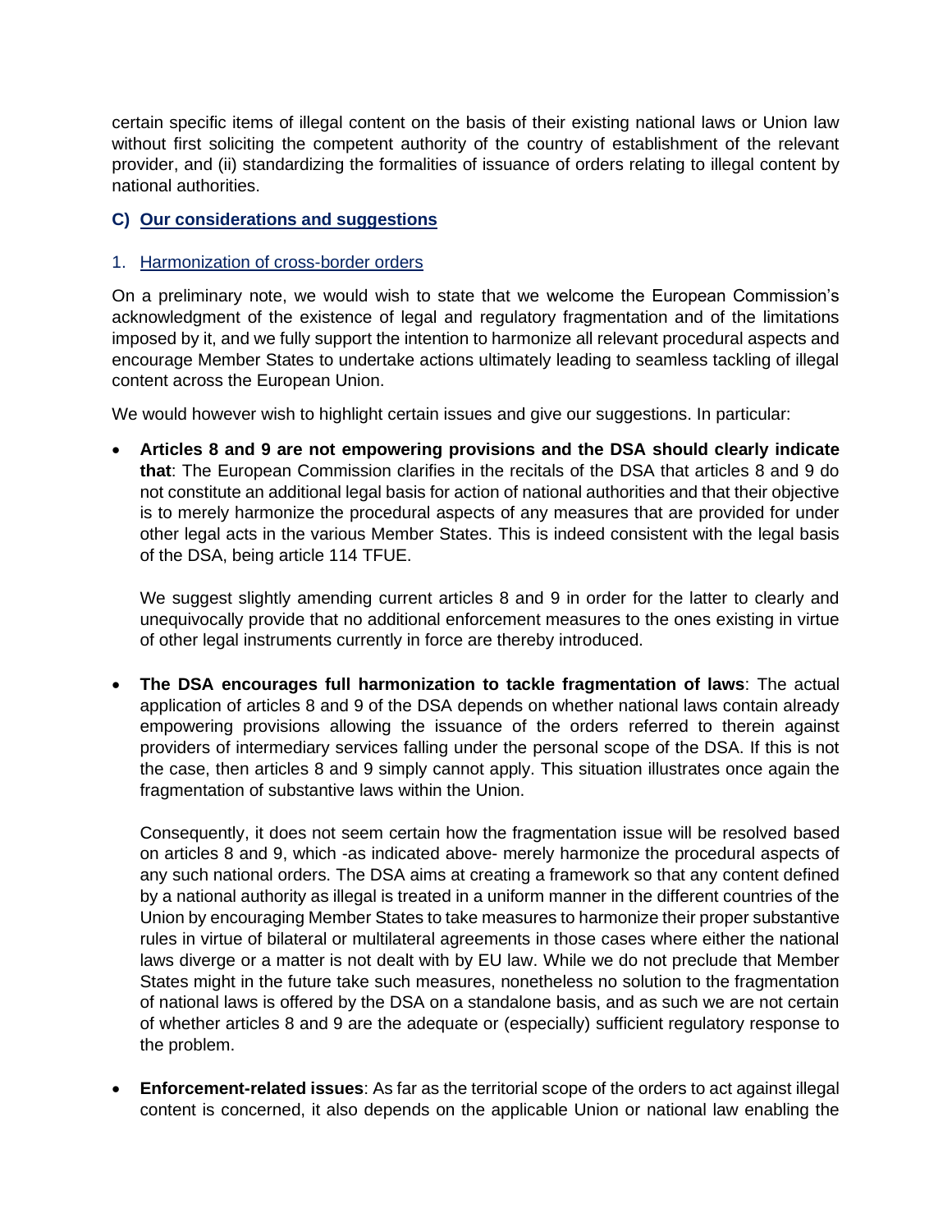certain specific items of illegal content on the basis of their existing national laws or Union law without first soliciting the competent authority of the country of establishment of the relevant provider, and (ii) standardizing the formalities of issuance of orders relating to illegal content by national authorities.

## C) Our considerations and suggestions

### 1. Harmonization of cross-border orders

On a preliminary note, we would wish to state that we welcome the European Commission's acknowledgment of the existence of legal and regulatory fragmentation and of the limitations imposed by it, and we fully support the intention to harmonize all relevant procedural aspects and encourage Member States to undertake actions ultimately leading to seamless tackling of illegal content across the European Union.

We would however wish to highlight certain issues and give our suggestions. In particular:

- **Articles 8 and 9 are not empowering provisions and the DSA should clearly indicate that**: The European Commission clarifies in the recitals of the DSA that articles 8 and 9 do not constitute an additional legal basis for action of national authorities and that their objective is to merely harmonize the procedural aspects of any measures that are provided for under other legal acts in the various Member States. This is indeed consistent with the legal basis of the DSA, being article 114 TFUE.

  We suggest slightly amending current articles 8 and 9 in order for the latter to clearly and unequivocally provide that no additional enforcement measures to the ones existing in virtue of other legal instruments currently in force are thereby introduced.

- **The DSA encourages full harmonization to tackle fragmentation of laws**: The actual application of articles 8 and 9 of the DSA depends on whether national laws contain already empowering provisions allowing the issuance of the orders referred to therein against providers of intermediary services falling under the personal scope of the DSA. If this is not the case, then articles 8 and 9 simply cannot apply. This situation illustrates once again the fragmentation of substantive laws within the Union.

  Consequently, it does not seem certain how the fragmentation issue will be resolved based on articles 8 and 9, which -as indicated above- merely harmonize the procedural aspects of any such national orders. The DSA aims at creating a framework so that any content defined by a national authority as illegal is treated in a uniform manner in the different countries of the Union by encouraging Member States to take measures to harmonize their proper substantive rules in virtue of bilateral or multilateral agreements in those cases where either the national laws diverge or a matter is not dealt with by EU law. While we do not preclude that Member States might in the future take such measures, nonetheless no solution to the fragmentation of national laws is offered by the DSA on a standalone basis, and as such we are not certain of whether articles 8 and 9 are the adequate or (especially) sufficient regulatory response to the problem.

- **Enforcement-related issues**: As far as the territorial scope of the orders to act against illegal content is concerned, it also depends on the applicable Union or national law enabling the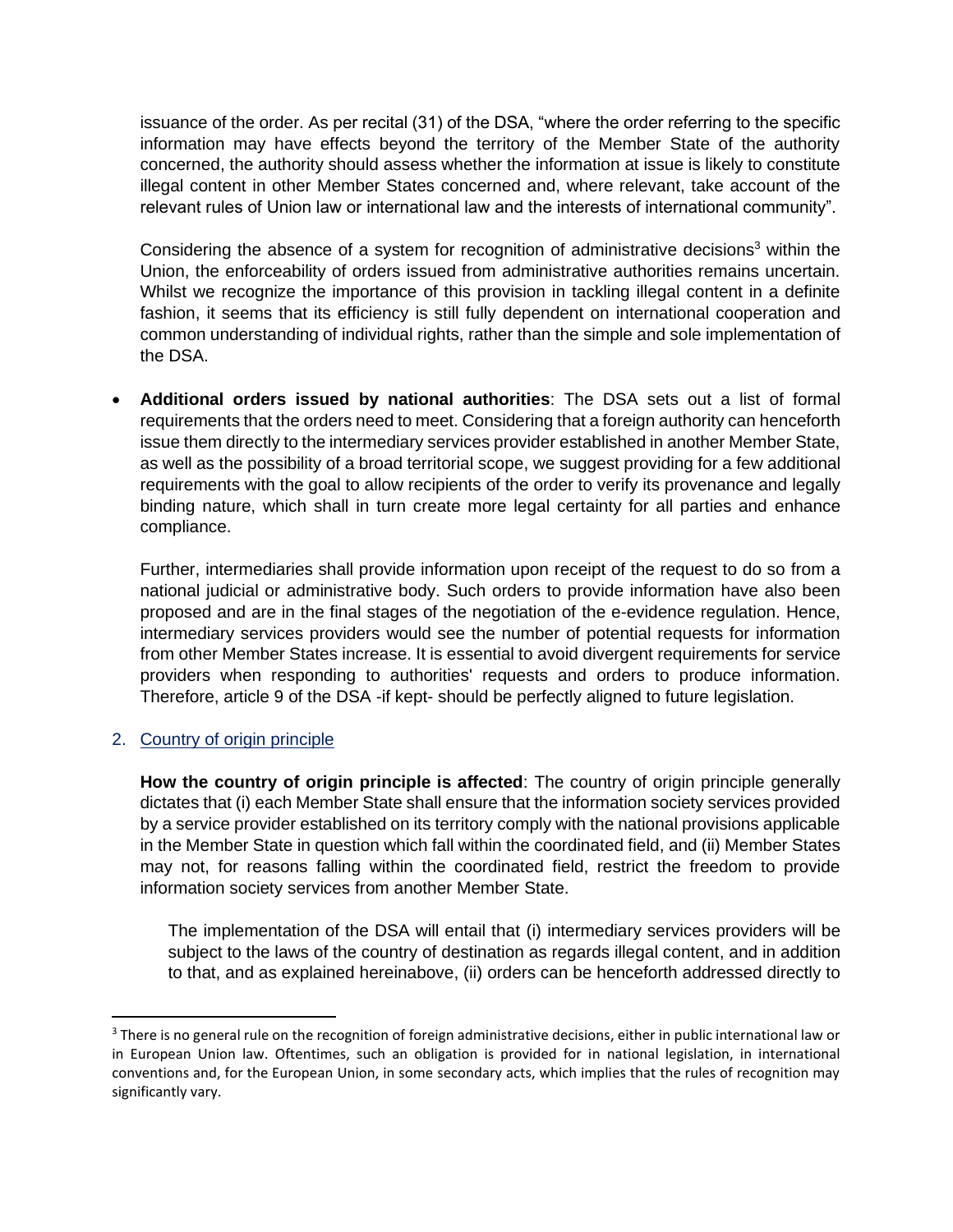issuance of the order. As per recital (31) of the DSA, "where the order referring to the specific information may have effects beyond the territory of the Member State of the authority concerned, the authority should assess whether the information at issue is likely to constitute illegal content in other Member States concerned and, where relevant, take account of the relevant rules of Union law or international law and the interests of international community".

Considering the absence of a system for recognition of administrative decisions[3] within the Union, the enforceability of orders issued from administrative authorities remains uncertain. Whilst we recognize the importance of this provision in tackling illegal content in a definite fashion, it seems that its efficiency is still fully dependent on international cooperation and common understanding of individual rights, rather than the simple and sole implementation of the DSA.

- **Additional orders issued by national authorities**: The DSA sets out a list of formal requirements that the orders need to meet. Considering that a foreign authority can henceforth issue them directly to the intermediary services provider established in another Member State, as well as the possibility of a broad territorial scope, we suggest providing for a few additional requirements with the goal to allow recipients of the order to verify its provenance and legally binding nature, which shall in turn create more legal certainty for all parties and enhance compliance.

  Further, intermediaries shall provide information upon receipt of the request to do so from a national judicial or administrative body. Such orders to provide information have also been proposed and are in the final stages of the negotiation of the e-evidence regulation. Hence, intermediary services providers would see the number of potential requests for information from other Member States increase. It is essential to avoid divergent requirements for service providers when responding to authorities' requests and orders to produce information. Therefore, article 9 of the DSA -if kept- should be perfectly aligned to future legislation.

2. Country of origin principle

**How the country of origin principle is affected**: The country of origin principle generally dictates that (i) each Member State shall ensure that the information society services provided by a service provider established on its territory comply with the national provisions applicable in the Member State in question which fall within the coordinated field, and (ii) Member States may not, for reasons falling within the coordinated field, restrict the freedom to provide information society services from another Member State.

The implementation of the DSA will entail that (i) intermediary services providers will be subject to the laws of the country of destination as regards illegal content, and in addition to that, and as explained hereinabove, (ii) orders can be henceforth addressed directly to

[3] There is no general rule on the recognition of foreign administrative decisions, either in public international law or in European Union law. Oftentimes, such an obligation is provided for in national legislation, in international conventions and, for the European Union, in some secondary acts, which implies that the rules of recognition may significantly vary.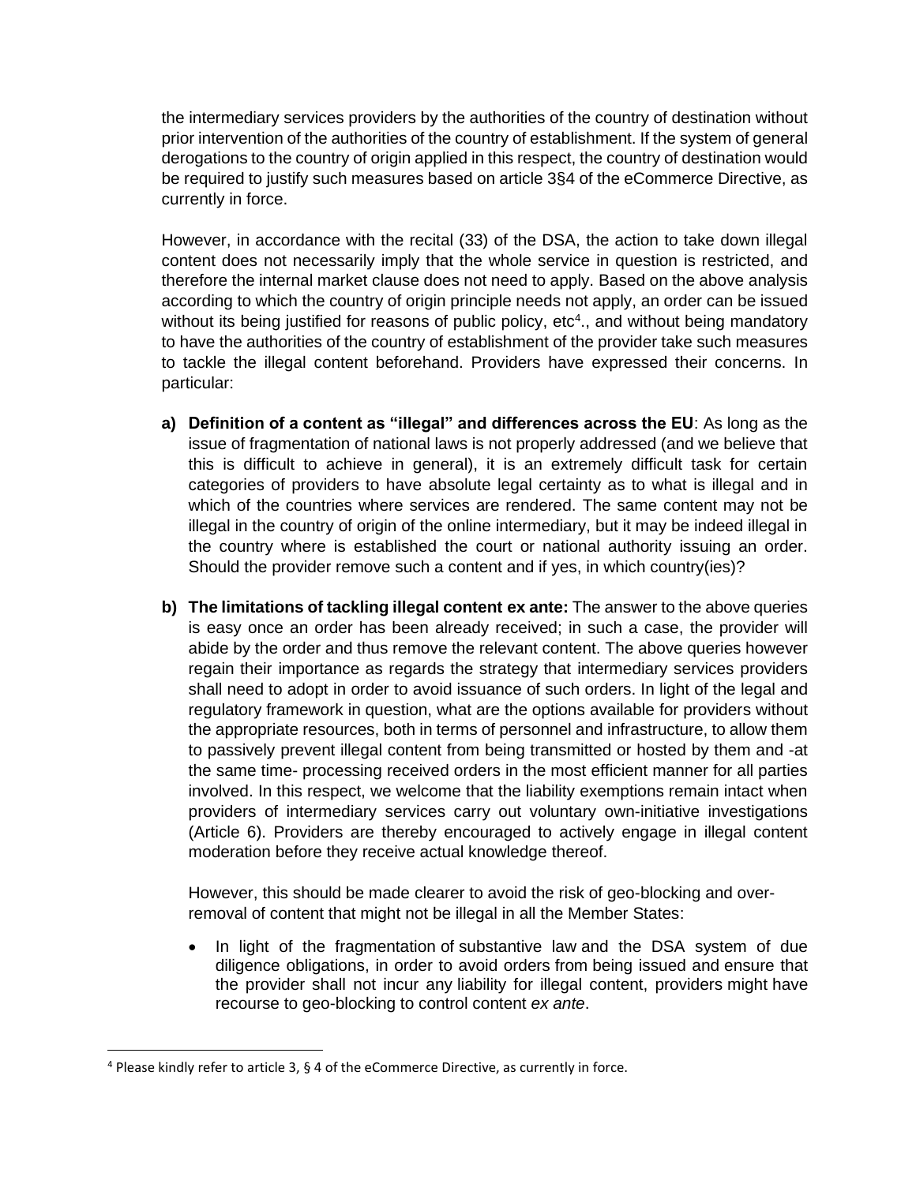the intermediary services providers by the authorities of the country of destination without prior intervention of the authorities of the country of establishment. If the system of general derogations to the country of origin applied in this respect, the country of destination would be required to justify such measures based on article 3§4 of the eCommerce Directive, as currently in force.

However, in accordance with the recital (33) of the DSA, the action to take down illegal content does not necessarily imply that the whole service in question is restricted, and therefore the internal market clause does not need to apply. Based on the above analysis according to which the country of origin principle needs not apply, an order can be issued without its being justified for reasons of public policy, etc[4]., and without being mandatory to have the authorities of the country of establishment of the provider take such measures to tackle the illegal content beforehand. Providers have expressed their concerns. In particular:

**a) Definition of a content as "illegal" and differences across the EU**: As long as the issue of fragmentation of national laws is not properly addressed (and we believe that this is difficult to achieve in general), it is an extremely difficult task for certain categories of providers to have absolute legal certainty as to what is illegal and in which of the countries where services are rendered. The same content may not be illegal in the country of origin of the online intermediary, but it may be indeed illegal in the country where is established the court or national authority issuing an order. Should the provider remove such a content and if yes, in which country(ies)?

**b) The limitations of tackling illegal content ex ante:** The answer to the above queries is easy once an order has been already received; in such a case, the provider will abide by the order and thus remove the relevant content. The above queries however regain their importance as regards the strategy that intermediary services providers shall need to adopt in order to avoid issuance of such orders. In light of the legal and regulatory framework in question, what are the options available for providers without the appropriate resources, both in terms of personnel and infrastructure, to allow them to passively prevent illegal content from being transmitted or hosted by them and -at the same time- processing received orders in the most efficient manner for all parties involved. In this respect, we welcome that the liability exemptions remain intact when providers of intermediary services carry out voluntary own-initiative investigations (Article 6). Providers are thereby encouraged to actively engage in illegal content moderation before they receive actual knowledge thereof.

However, this should be made clearer to avoid the risk of geo-blocking and over-removal of content that might not be illegal in all the Member States:

- In light of the fragmentation of substantive law and the DSA system of due diligence obligations, in order to avoid orders from being issued and ensure that the provider shall not incur any liability for illegal content, providers might have recourse to geo-blocking to control content *ex ante*.

[4] Please kindly refer to article 3, § 4 of the eCommerce Directive, as currently in force.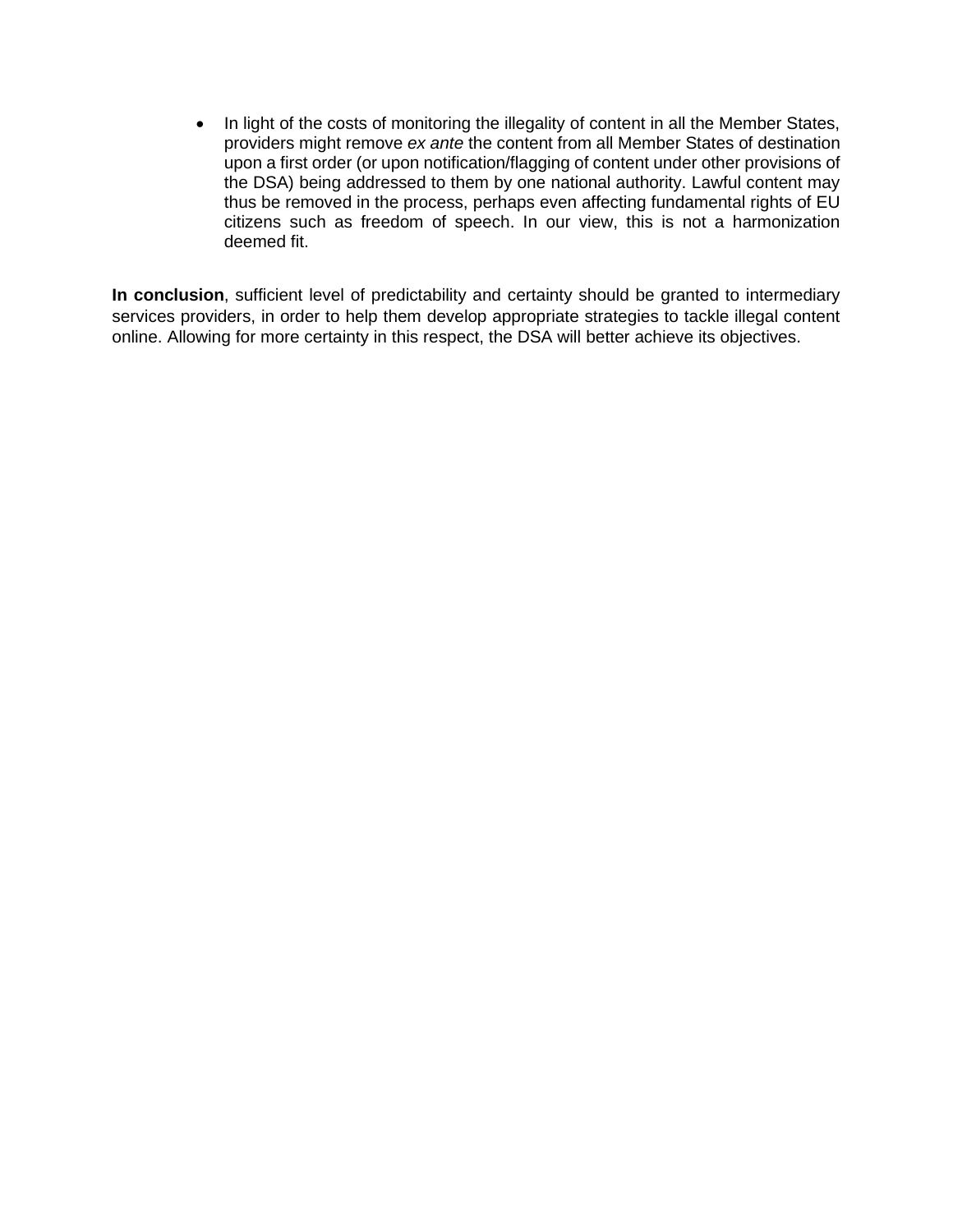- In light of the costs of monitoring the illegality of content in all the Member States, providers might remove *ex ante* the content from all Member States of destination upon a first order (or upon notification/flagging of content under other provisions of the DSA) being addressed to them by one national authority. Lawful content may thus be removed in the process, perhaps even affecting fundamental rights of EU citizens such as freedom of speech. In our view, this is not a harmonization deemed fit.

**In conclusion**, sufficient level of predictability and certainty should be granted to intermediary services providers, in order to help them develop appropriate strategies to tackle illegal content online. Allowing for more certainty in this respect, the DSA will better achieve its objectives.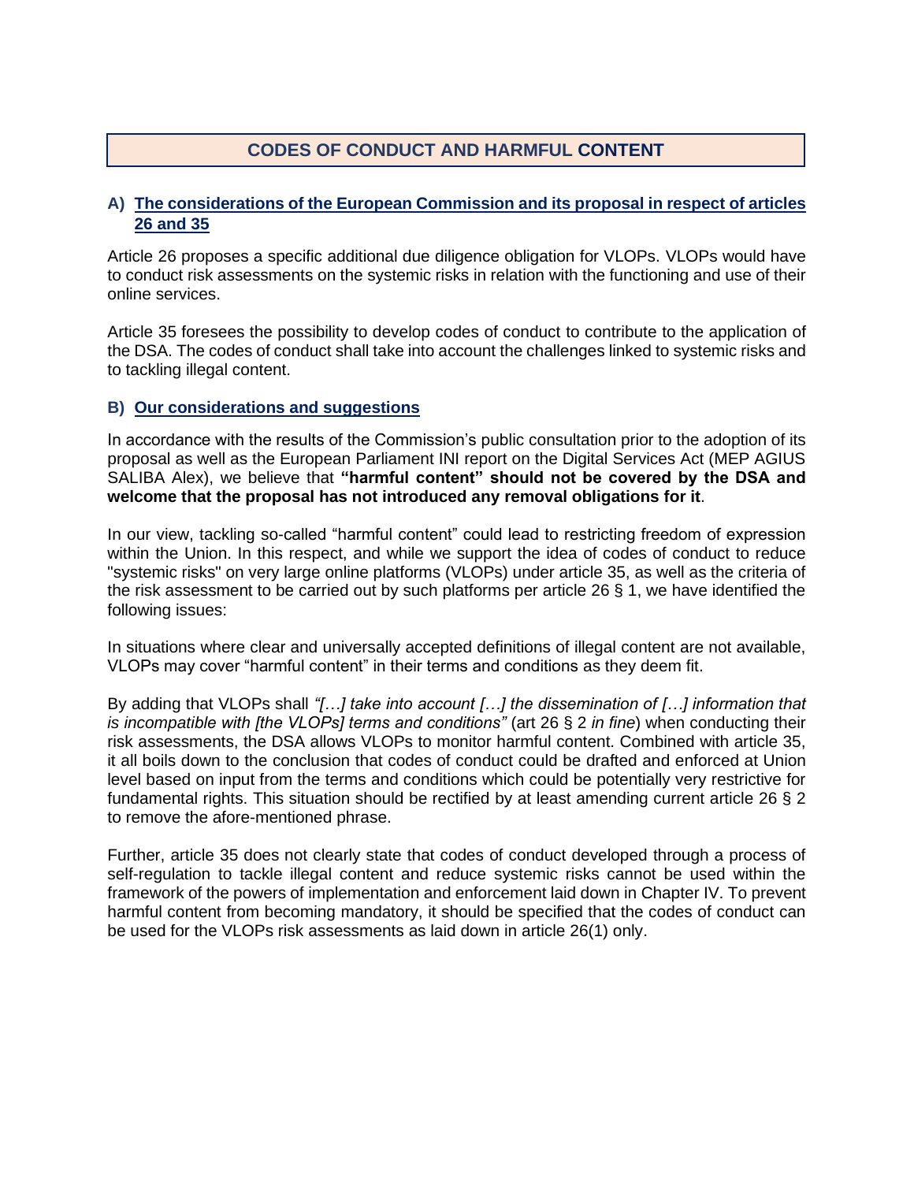## CODES OF CONDUCT AND HARMFUL CONTENT

### A) The considerations of the European Commission and its proposal in respect of articles 26 and 35

Article 26 proposes a specific additional due diligence obligation for VLOPs. VLOPs would have to conduct risk assessments on the systemic risks in relation with the functioning and use of their online services.

Article 35 foresees the possibility to develop codes of conduct to contribute to the application of the DSA. The codes of conduct shall take into account the challenges linked to systemic risks and to tackling illegal content.

### B) Our considerations and suggestions

In accordance with the results of the Commission's public consultation prior to the adoption of its proposal as well as the European Parliament INI report on the Digital Services Act (MEP AGIUS SALIBA Alex), we believe that **"harmful content" should not be covered by the DSA and welcome that the proposal has not introduced any removal obligations for it**.

In our view, tackling so-called "harmful content" could lead to restricting freedom of expression within the Union. In this respect, and while we support the idea of codes of conduct to reduce "systemic risks" on very large online platforms (VLOPs) under article 35, as well as the criteria of the risk assessment to be carried out by such platforms per article 26 § 1, we have identified the following issues:

In situations where clear and universally accepted definitions of illegal content are not available, VLOPs may cover "harmful content" in their terms and conditions as they deem fit.

By adding that VLOPs shall *"[…] take into account […] the dissemination of […] information that is incompatible with [the VLOPs] terms and conditions"* (art 26 § 2 *in fine*) when conducting their risk assessments, the DSA allows VLOPs to monitor harmful content. Combined with article 35, it all boils down to the conclusion that codes of conduct could be drafted and enforced at Union level based on input from the terms and conditions which could be potentially very restrictive for fundamental rights. This situation should be rectified by at least amending current article 26 § 2 to remove the afore-mentioned phrase.

Further, article 35 does not clearly state that codes of conduct developed through a process of self-regulation to tackle illegal content and reduce systemic risks cannot be used within the framework of the powers of implementation and enforcement laid down in Chapter IV. To prevent harmful content from becoming mandatory, it should be specified that the codes of conduct can be used for the VLOPs risk assessments as laid down in article 26(1) only.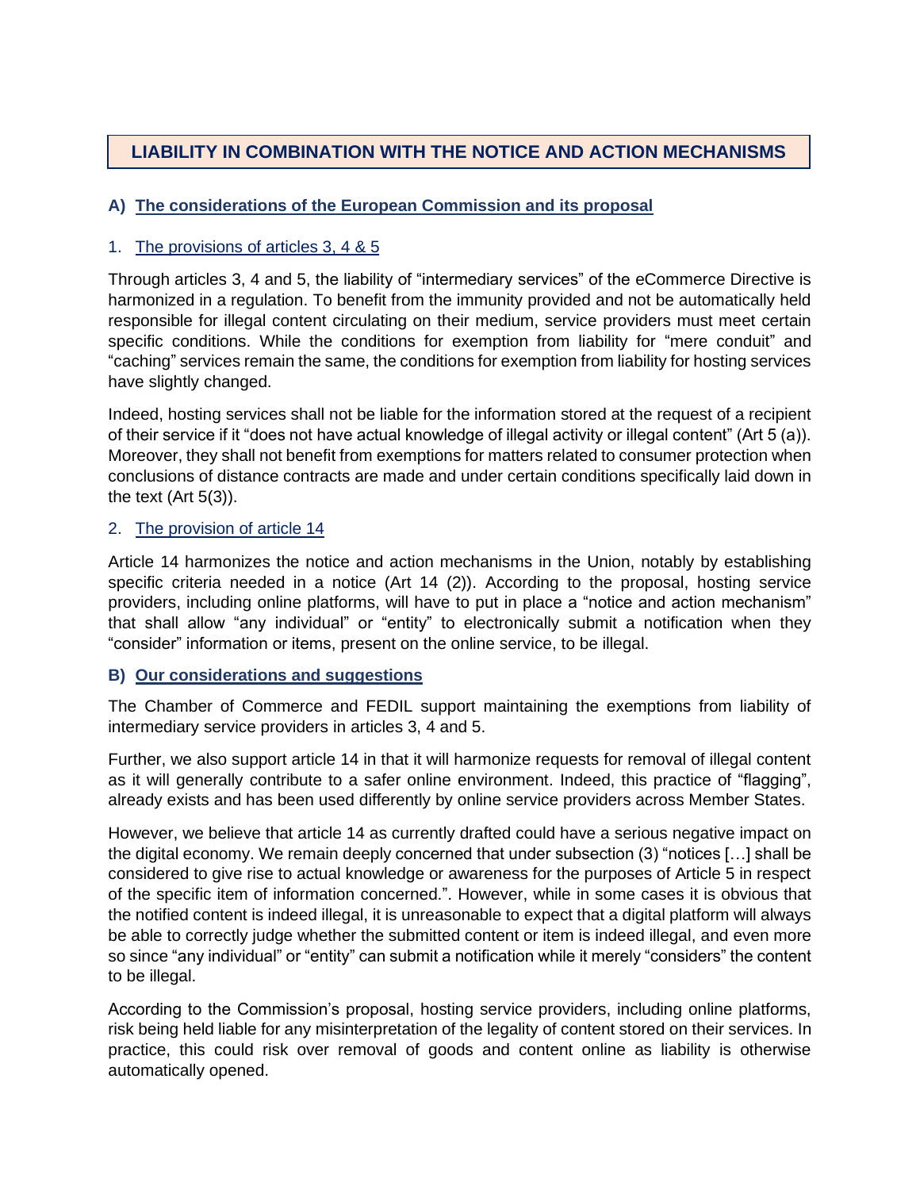# LIABILITY IN COMBINATION WITH THE NOTICE AND ACTION MECHANISMS

## A) The considerations of the European Commission and its proposal

### 1. The provisions of articles 3, 4 & 5

Through articles 3, 4 and 5, the liability of "intermediary services" of the eCommerce Directive is harmonized in a regulation. To benefit from the immunity provided and not be automatically held responsible for illegal content circulating on their medium, service providers must meet certain specific conditions. While the conditions for exemption from liability for "mere conduit" and "caching" services remain the same, the conditions for exemption from liability for hosting services have slightly changed.

Indeed, hosting services shall not be liable for the information stored at the request of a recipient of their service if it "does not have actual knowledge of illegal activity or illegal content" (Art 5 (a)). Moreover, they shall not benefit from exemptions for matters related to consumer protection when conclusions of distance contracts are made and under certain conditions specifically laid down in the text (Art 5(3)).

### 2. The provision of article 14

Article 14 harmonizes the notice and action mechanisms in the Union, notably by establishing specific criteria needed in a notice (Art 14 (2)). According to the proposal, hosting service providers, including online platforms, will have to put in place a "notice and action mechanism" that shall allow "any individual" or "entity" to electronically submit a notification when they "consider" information or items, present on the online service, to be illegal.

## B) Our considerations and suggestions

The Chamber of Commerce and FEDIL support maintaining the exemptions from liability of intermediary service providers in articles 3, 4 and 5.

Further, we also support article 14 in that it will harmonize requests for removal of illegal content as it will generally contribute to a safer online environment. Indeed, this practice of "flagging", already exists and has been used differently by online service providers across Member States.

However, we believe that article 14 as currently drafted could have a serious negative impact on the digital economy. We remain deeply concerned that under subsection (3) "notices […] shall be considered to give rise to actual knowledge or awareness for the purposes of Article 5 in respect of the specific item of information concerned.". However, while in some cases it is obvious that the notified content is indeed illegal, it is unreasonable to expect that a digital platform will always be able to correctly judge whether the submitted content or item is indeed illegal, and even more so since "any individual" or "entity" can submit a notification while it merely "considers" the content to be illegal.

According to the Commission's proposal, hosting service providers, including online platforms, risk being held liable for any misinterpretation of the legality of content stored on their services. In practice, this could risk over removal of goods and content online as liability is otherwise automatically opened.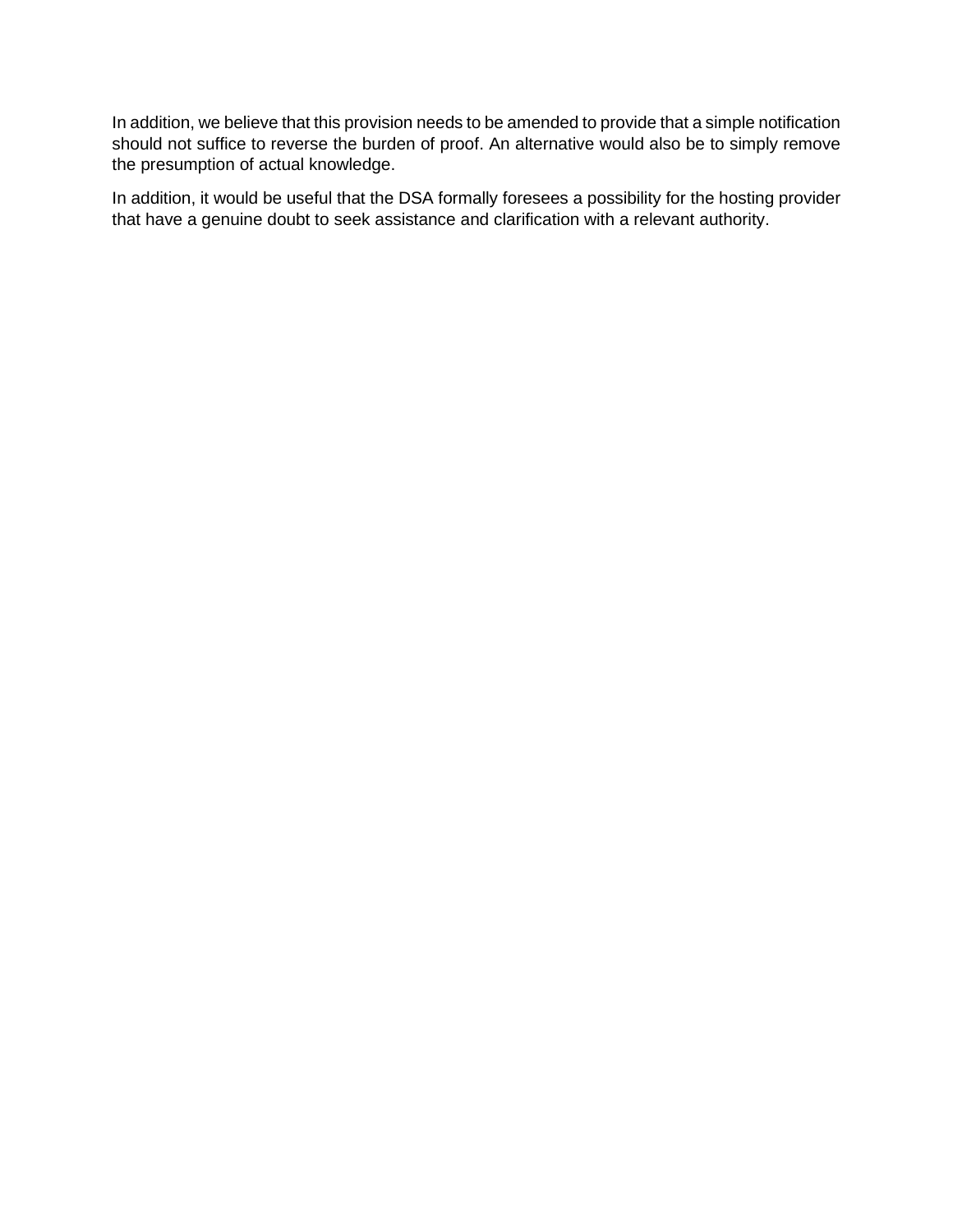In addition, we believe that this provision needs to be amended to provide that a simple notification should not suffice to reverse the burden of proof. An alternative would also be to simply remove the presumption of actual knowledge.

In addition, it would be useful that the DSA formally foresees a possibility for the hosting provider that have a genuine doubt to seek assistance and clarification with a relevant authority.